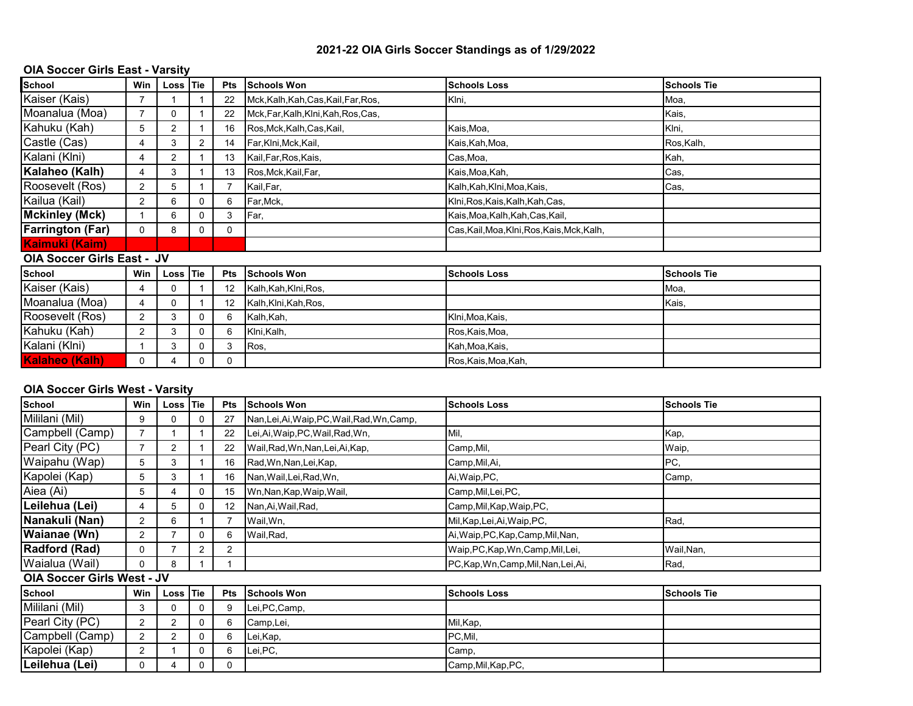# 2021-22 OIA Girls Soccer Standings as of 1/29/2022

## OIA Soccer Girls East - Varsity

| School | Win | Loss | Tie | Pts | Schools Won | Schools Loss | Schools Tie |
|---|---|---|---|---|---|---|---|
| Kaiser (Kais) | 7 | 1 | 1 | 22 | Mck,Kalh,Kah,Cas,Kail,Far,Ros, | Klni, | Moa, |
| Moanalua (Moa) | 7 | 0 | 1 | 22 | Mck,Far,Kalh,Klni,Kah,Ros,Cas, | | Kais, |
| Kahuku (Kah) | 5 | 2 | 1 | 16 | Ros,Mck,Kalh,Cas,Kail, | Kais,Moa, | Klni, |
| Castle (Cas) | 4 | 3 | 2 | 14 | Far,Klni,Mck,Kail, | Kais,Kah,Moa, | Ros,Kalh, |
| Kalani (Klni) | 4 | 2 | 1 | 13 | Kail,Far,Ros,Kais, | Cas,Moa, | Kah, |
| **Kalaheo (Kalh)** | 4 | 3 | 1 | 13 | Ros,Mck,Kail,Far, | Kais,Moa,Kah, | Cas, |
| Roosevelt (Ros) | 2 | 5 | 1 | 7 | Kail,Far, | Kalh,Kah,Klni,Moa,Kais, | Cas, |
| Kailua (Kail) | 2 | 6 | 0 | 6 | Far,Mck, | Klni,Ros,Kais,Kalh,Kah,Cas, | |
| **Mckinley (Mck)** | 1 | 6 | 0 | 3 | Far, | Kais,Moa,Kalh,Kah,Cas,Kail, | |
| **Farrington (Far)** | 0 | 8 | 0 | 0 | | Cas,Kail,Moa,Klni,Ros,Kais,Mck,Kalh, | |
| **Kaimuki (Kaim)** | | | | | | | |

## OIA Soccer Girls East - JV

| School | Win | Loss | Tie | Pts | Schools Won | Schools Loss | Schools Tie |
|---|---|---|---|---|---|---|---|
| Kaiser (Kais) | 4 | 0 | 1 | 12 | Kalh,Kah,Klni,Ros, | | Moa, |
| Moanalua (Moa) | 4 | 0 | 1 | 12 | Kalh,Klni,Kah,Ros, | | Kais, |
| Roosevelt (Ros) | 2 | 3 | 0 | 6 | Kalh,Kah, | Klni,Moa,Kais, | |
| Kahuku (Kah) | 2 | 3 | 0 | 6 | Klni,Kalh, | Ros,Kais,Moa, | |
| Kalani (Klni) | 1 | 3 | 0 | 3 | Ros, | Kah,Moa,Kais, | |
| **Kalaheo (Kalh)** | 0 | 4 | 0 | 0 | | Ros,Kais,Moa,Kah, | |

## OIA Soccer Girls West - Varsity

| School | Win | Loss | Tie | Pts | Schools Won | Schools Loss | Schools Tie |
|---|---|---|---|---|---|---|---|
| Mililani (Mil) | 9 | 0 | 0 | 27 | Nan,Lei,Ai,Waip,PC,Wail,Rad,Wn,Camp, | | |
| Campbell (Camp) | 7 | 1 | 1 | 22 | Lei,Ai,Waip,PC,Wail,Rad,Wn, | Mil, | Kap, |
| Pearl City (PC) | 7 | 2 | 1 | 22 | Wail,Rad,Wn,Nan,Lei,Ai,Kap, | Camp,Mil, | Waip, |
| Waipahu (Wap) | 5 | 3 | 1 | 16 | Rad,Wn,Nan,Lei,Kap, | Camp,Mil,Ai, | PC, |
| Kapolei (Kap) | 5 | 3 | 1 | 16 | Nan,Wail,Lei,Rad,Wn, | Ai,Waip,PC, | Camp, |
| Aiea (Ai) | 5 | 4 | 0 | 15 | Wn,Nan,Kap,Waip,Wail, | Camp,Mil,Lei,PC, | |
| **Leilehua (Lei)** | 4 | 5 | 0 | 12 | Nan,Ai,Wail,Rad, | Camp,Mil,Kap,Waip,PC, | |
| **Nanakuli (Nan)** | 2 | 6 | 1 | 7 | Wail,Wn, | Mil,Kap,Lei,Ai,Waip,PC, | Rad, |
| **Waianae (Wn)** | 2 | 7 | 0 | 6 | Wail,Rad, | Ai,Waip,PC,Kap,Camp,Mil,Nan, | |
| **Radford (Rad)** | 0 | 7 | 2 | 2 | | Waip,PC,Kap,Wn,Camp,Mil,Lei, | Wail,Nan, |
| Waialua (Wail) | 0 | 8 | 1 | 1 | | PC,Kap,Wn,Camp,Mil,Nan,Lei,Ai, | Rad, |

## OIA Soccer Girls West - JV

| School | Win | Loss | Tie | Pts | Schools Won | Schools Loss | Schools Tie |
|---|---|---|---|---|---|---|---|
| Mililani (Mil) | 3 | 0 | 0 | 9 | Lei,PC,Camp, | | |
| Pearl City (PC) | 2 | 2 | 0 | 6 | Camp,Lei, | Mil,Kap, | |
| Campbell (Camp) | 2 | 2 | 0 | 6 | Lei,Kap, | PC,Mil, | |
| Kapolei (Kap) | 2 | 1 | 0 | 6 | Lei,PC, | Camp, | |
| **Leilehua (Lei)** | 0 | 4 | 0 | 0 | | Camp,Mil,Kap,PC, | |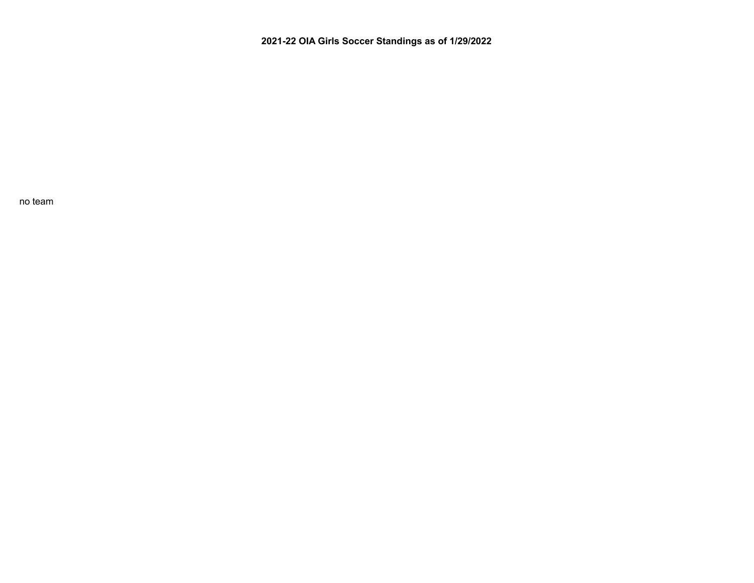**2021-22 OIA Girls Soccer Standings as of 1/29/2022**

no team